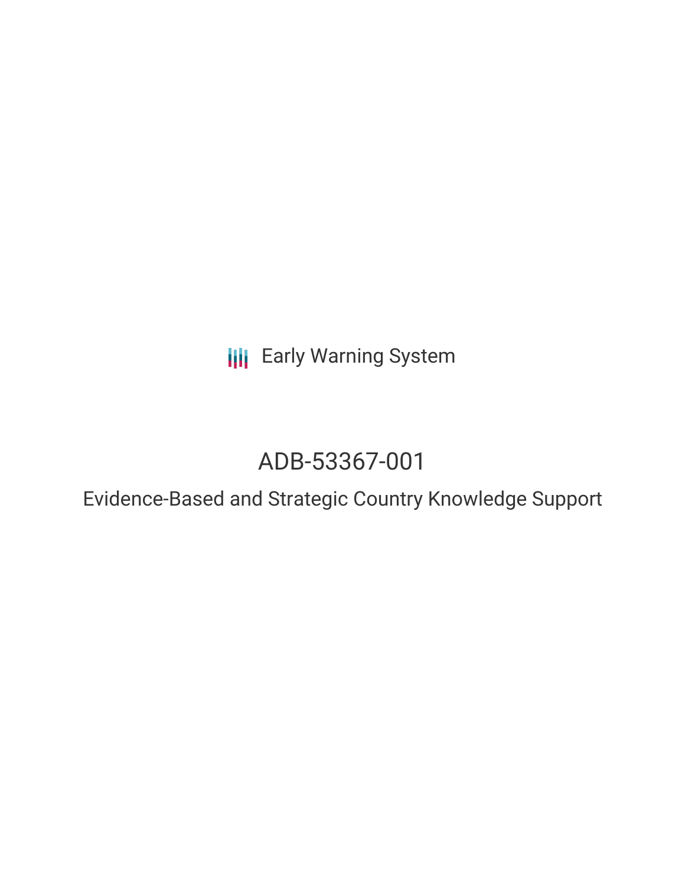Early Warning System

# ADB-53367-001

## Evidence-Based and Strategic Country Knowledge Support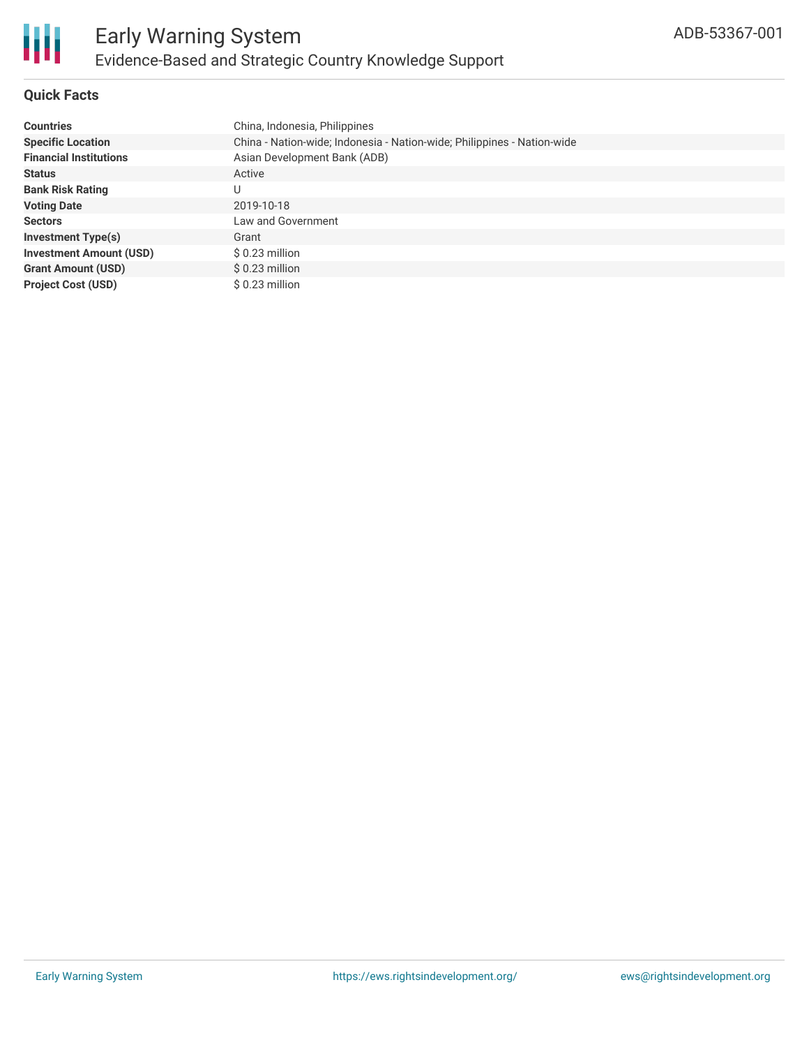# Early Warning System

## Evidence-Based and Strategic Country Knowledge Support

ADB-53367-001

### Quick Facts

| | |
|---|---|
| **Countries** | China, Indonesia, Philippines |
| **Specific Location** | China - Nation-wide; Indonesia - Nation-wide; Philippines - Nation-wide |
| **Financial Institutions** | Asian Development Bank (ADB) |
| **Status** | Active |
| **Bank Risk Rating** | U |
| **Voting Date** | 2019-10-18 |
| **Sectors** | Law and Government |
| **Investment Type(s)** | Grant |
| **Investment Amount (USD)** | $ 0.23 million |
| **Grant Amount (USD)** | $ 0.23 million |
| **Project Cost (USD)** | $ 0.23 million |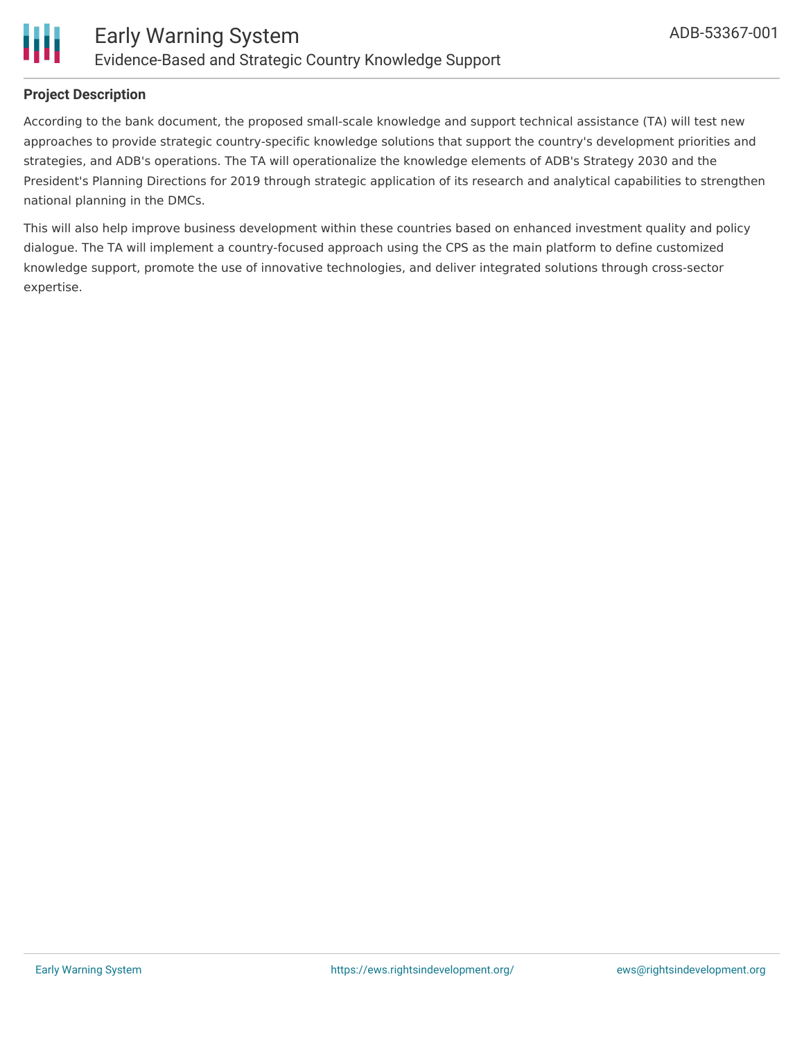**Project Description**

According to the bank document, the proposed small-scale knowledge and support technical assistance (TA) will test new approaches to provide strategic country-specific knowledge solutions that support the country's development priorities and strategies, and ADB's operations. The TA will operationalize the knowledge elements of ADB's Strategy 2030 and the President's Planning Directions for 2019 through strategic application of its research and analytical capabilities to strengthen national planning in the DMCs.

This will also help improve business development within these countries based on enhanced investment quality and policy dialogue. The TA will implement a country-focused approach using the CPS as the main platform to define customized knowledge support, promote the use of innovative technologies, and deliver integrated solutions through cross-sector expertise.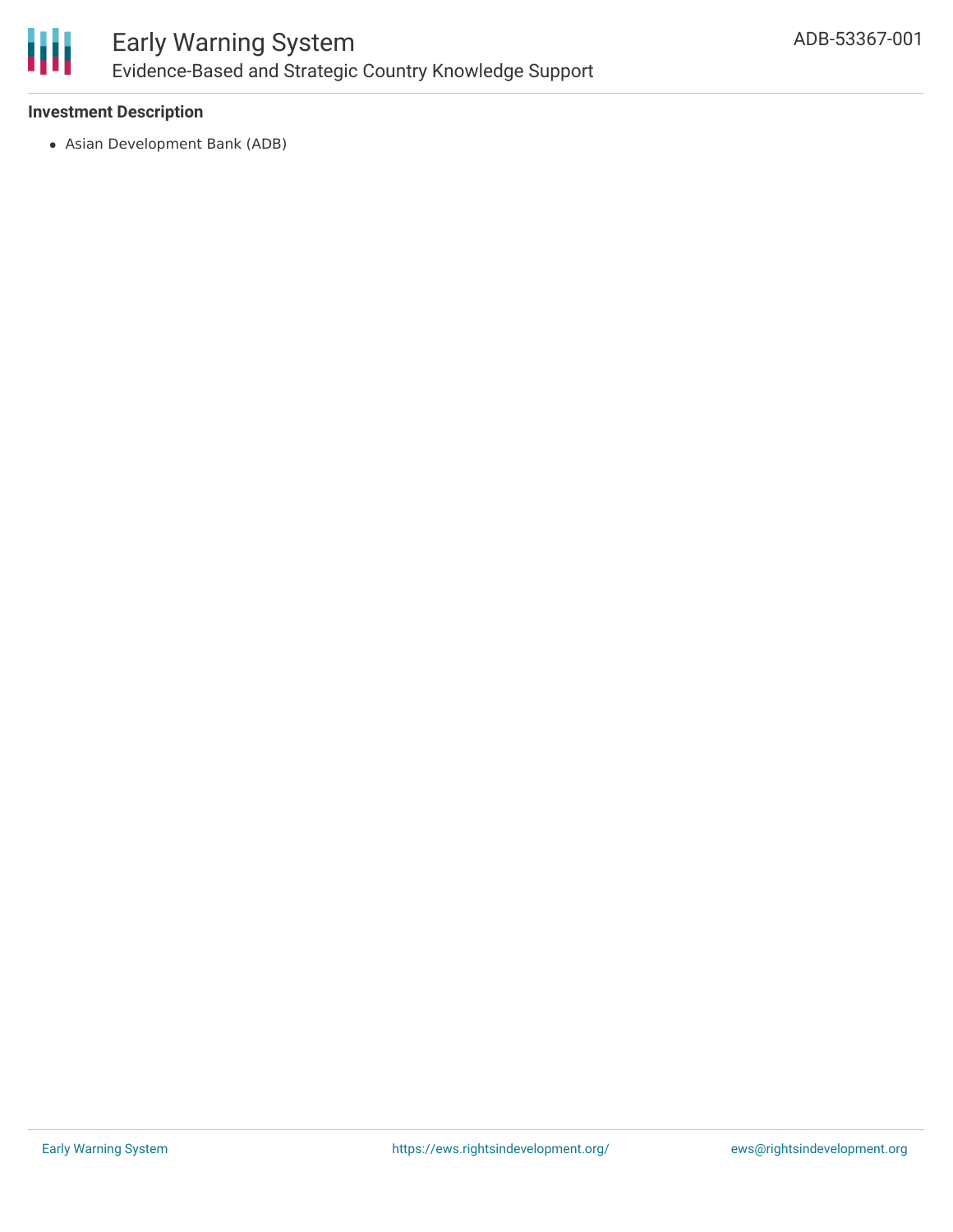### Investment Description

- Asian Development Bank (ADB)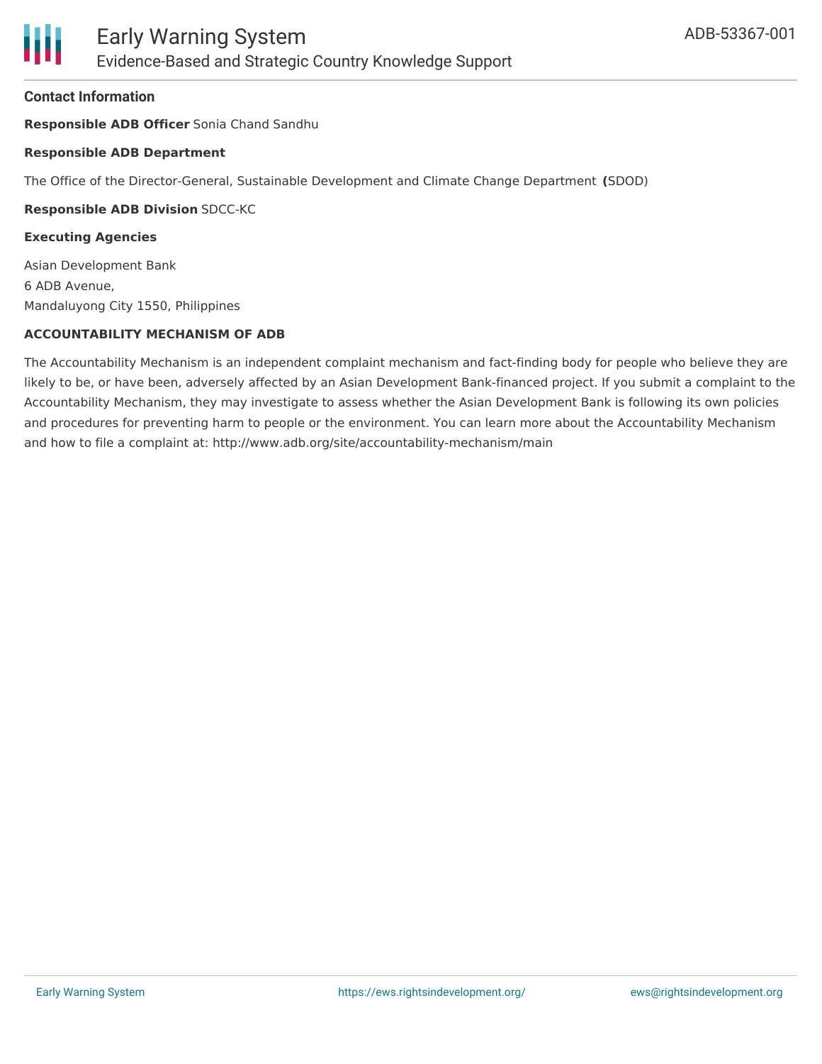## Contact Information

**Responsible ADB Officer** Sonia Chand Sandhu

**Responsible ADB Department**

The Office of the Director-General, Sustainable Development and Climate Change Department **(**SDOD)

**Responsible ADB Division** SDCC-KC

**Executing Agencies**

Asian Development Bank
6 ADB Avenue,
Mandaluyong City 1550, Philippines

**ACCOUNTABILITY MECHANISM OF ADB**

The Accountability Mechanism is an independent complaint mechanism and fact-finding body for people who believe they are likely to be, or have been, adversely affected by an Asian Development Bank-financed project. If you submit a complaint to the Accountability Mechanism, they may investigate to assess whether the Asian Development Bank is following its own policies and procedures for preventing harm to people or the environment. You can learn more about the Accountability Mechanism and how to file a complaint at: http://www.adb.org/site/accountability-mechanism/main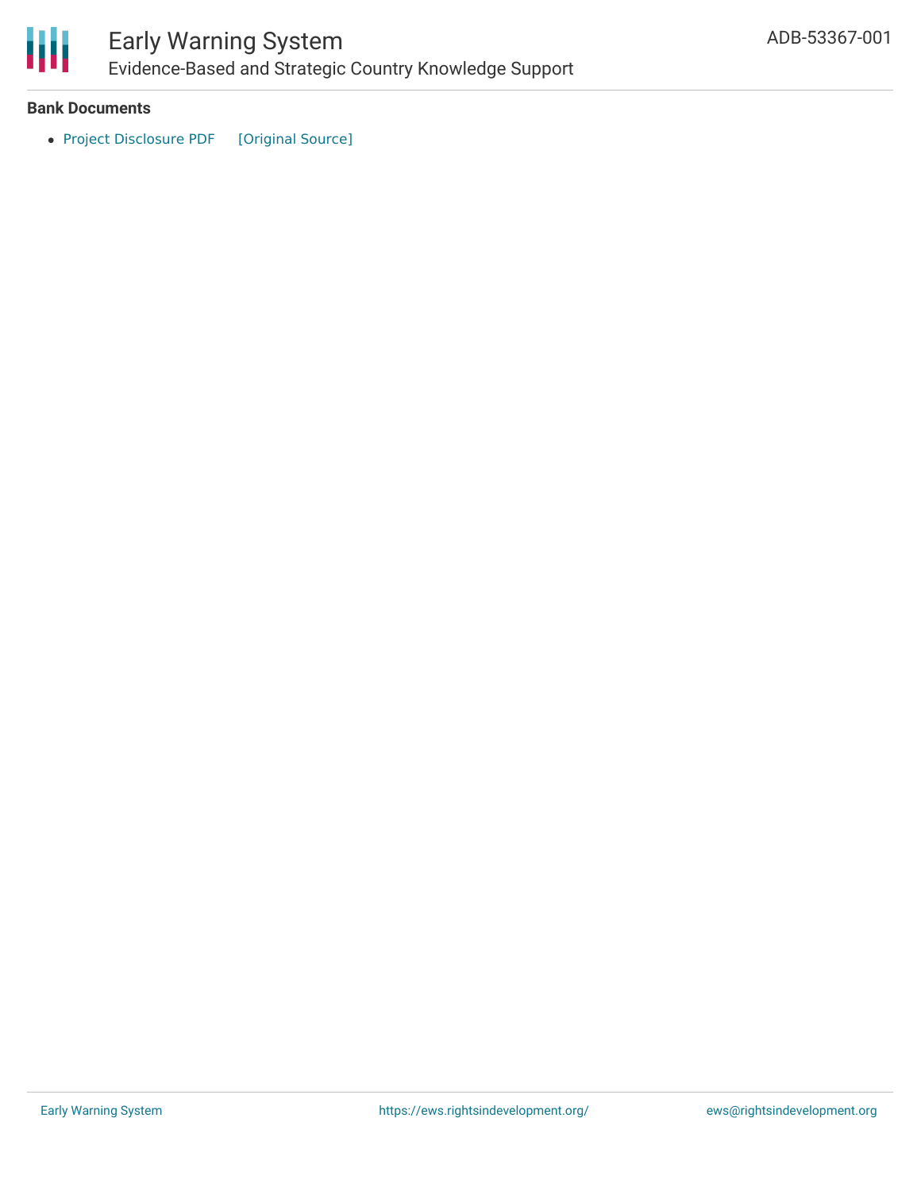**Bank Documents**

- Project Disclosure PDF [Original Source]